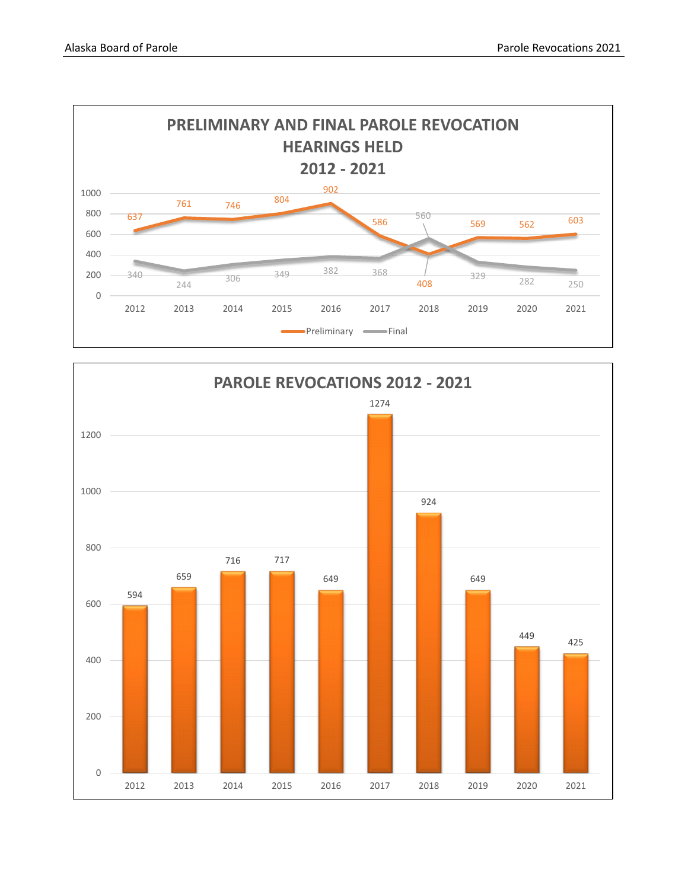## PRELIMINARY AND FINAL PAROLE REVOCATION HEARINGS HELD 2012 - 2021

| Year | Preliminary | Final |
|---|---|---|
| 2012 | 637 | 340 |
| 2013 | 761 | 244 |
| 2014 | 746 | 306 |
| 2015 | 804 | 349 |
| 2016 | 902 | 382 |
| 2017 | 586 | 368 |
| 2018 | 408 | 560 |
| 2019 | 569 | 329 |
| 2020 | 562 | 282 |
| 2021 | 603 | 250 |

## PAROLE REVOCATIONS 2012 - 2021

| Year | Parole Revocations |
|---|---|
| 2012 | 594 |
| 2013 | 659 |
| 2014 | 716 |
| 2015 | 717 |
| 2016 | 649 |
| 2017 | 1274 |
| 2018 | 924 |
| 2019 | 649 |
| 2020 | 449 |
| 2021 | 425 |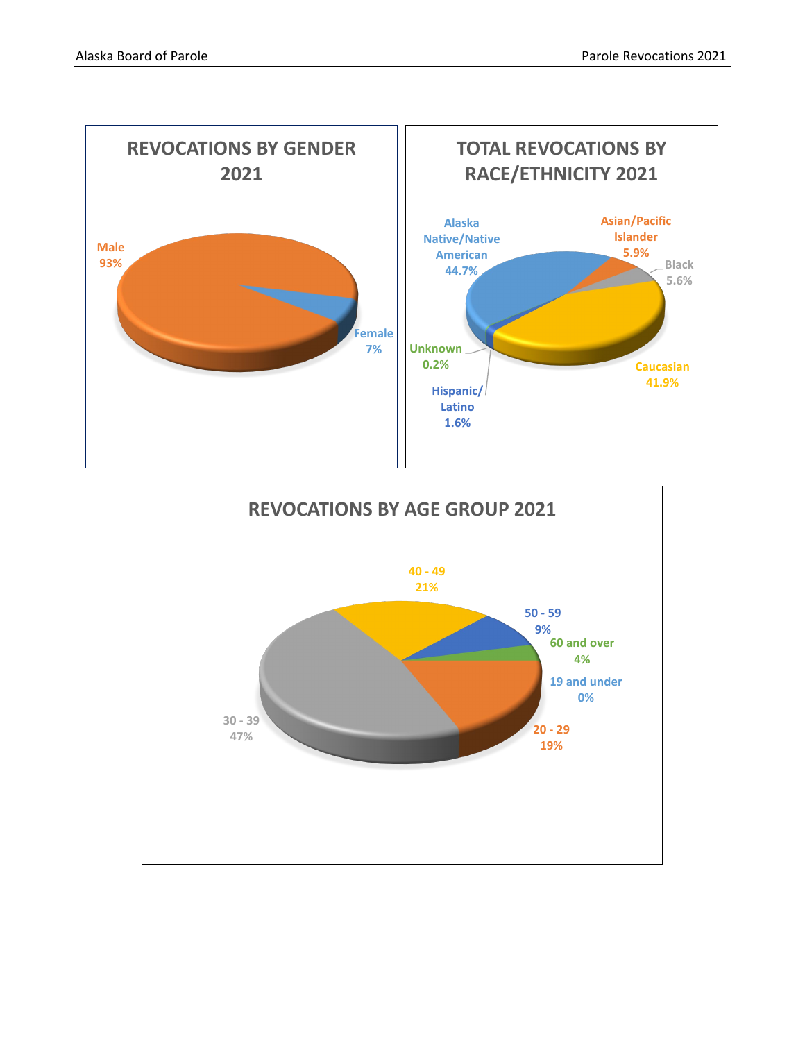## REVOCATIONS BY GENDER 2021

Male 93%

Female 7%

## TOTAL REVOCATIONS BY RACE/ETHNICITY 2021

Alaska Native/Native American 44.7%

Asian/Pacific Islander 5.9%

Black 5.6%

Caucasian 41.9%

Hispanic/Latino 1.6%

Unknown 0.2%

## REVOCATIONS BY AGE GROUP 2021

40 - 49 21%

50 - 59 9%

60 and over 4%

19 and under 0%

20 - 29 19%

30 - 39 47%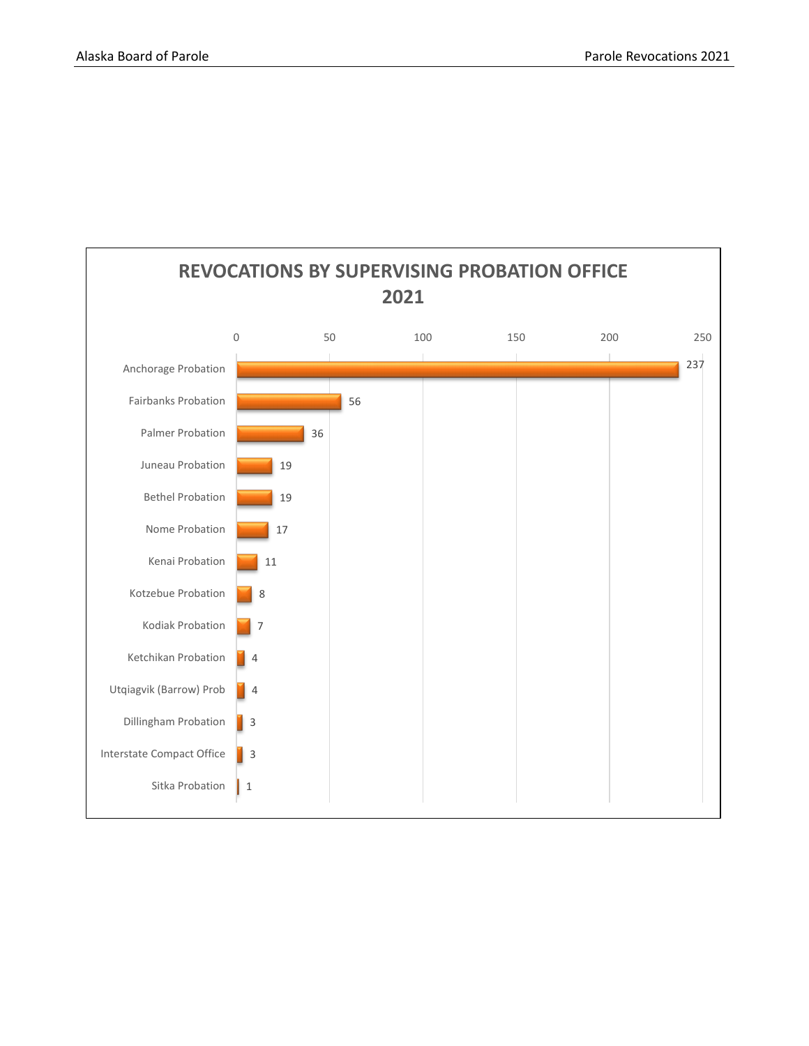## REVOCATIONS BY SUPERVISING PROBATION OFFICE 2021

| Supervising Probation Office | Revocations |
|---|---|
| Anchorage Probation | 237 |
| Fairbanks Probation | 56 |
| Palmer Probation | 36 |
| Juneau Probation | 19 |
| Bethel Probation | 19 |
| Nome Probation | 17 |
| Kenai Probation | 11 |
| Kotzebue Probation | 8 |
| Kodiak Probation | 7 |
| Ketchikan Probation | 4 |
| Utqiagvik (Barrow) Prob | 4 |
| Dillingham Probation | 3 |
| Interstate Compact Office | 3 |
| Sitka Probation | 1 |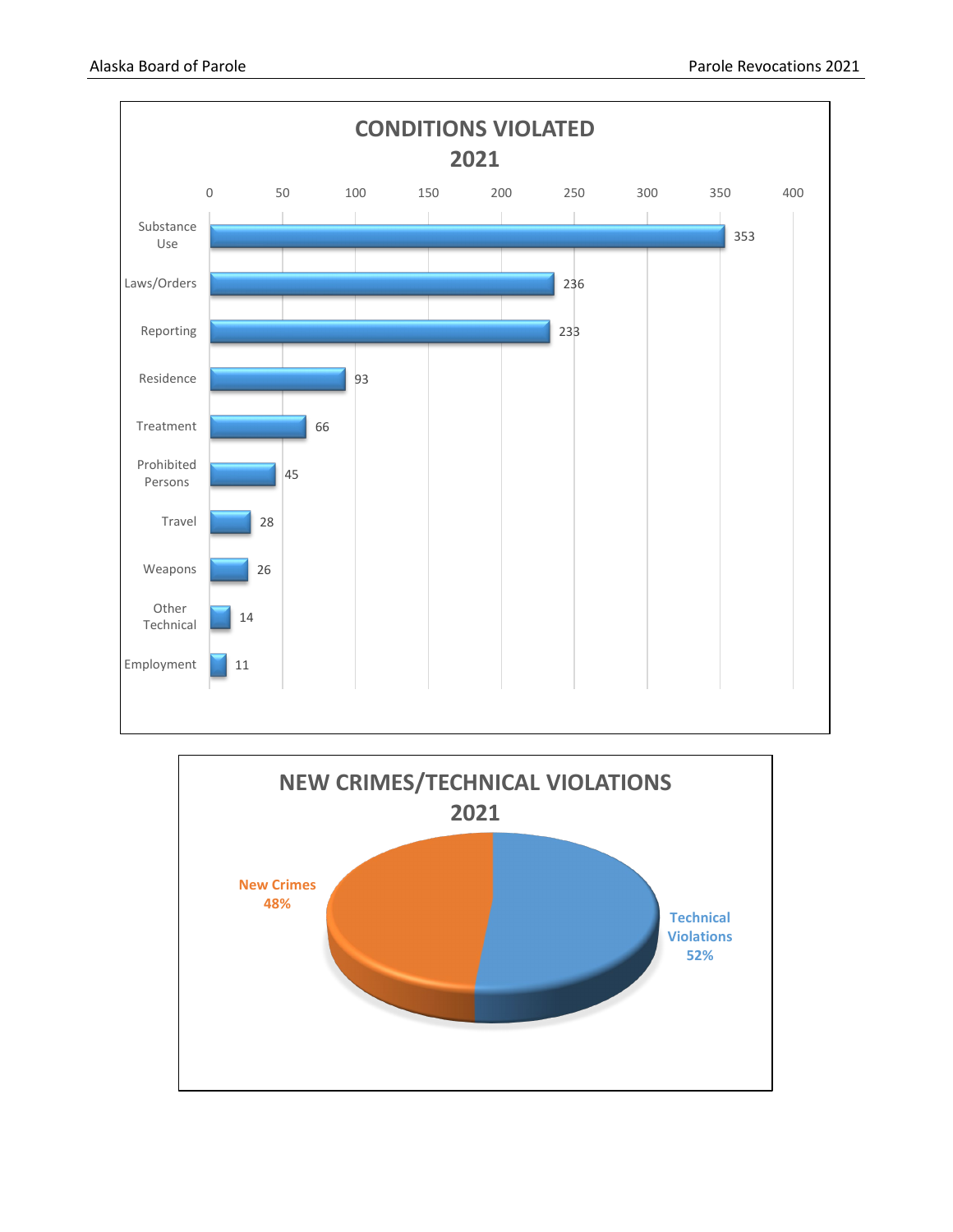## CONDITIONS VIOLATED 2021

| Condition | Count |
|---|---|
| Substance Use | 353 |
| Laws/Orders | 236 |
| Reporting | 233 |
| Residence | 93 |
| Treatment | 66 |
| Prohibited Persons | 45 |
| Travel | 28 |
| Weapons | 26 |
| Other Technical | 14 |
| Employment | 11 |

## NEW CRIMES/TECHNICAL VIOLATIONS 2021

| Category | Percent |
|---|---|
| New Crimes | 48% |
| Technical Violations | 52% |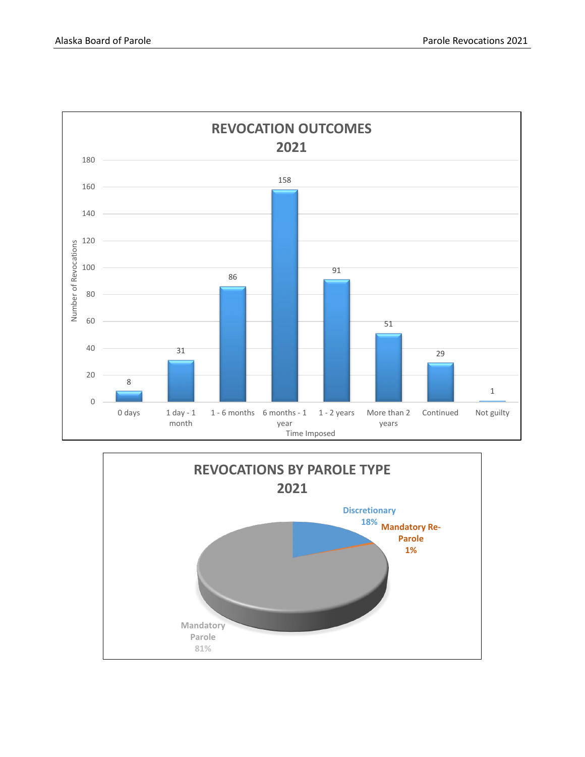REVOCATION OUTCOMES
2021

Number of Revocations

180
160
140
120
100
80
60
40
20
0

8
31
86
158
91
51
29
1

0 days
1 day - 1 month
1 - 6 months
6 months - 1 year
1 - 2 years
More than 2 years
Continued
Not guilty

Time Imposed

REVOCATIONS BY PAROLE TYPE
2021

Discretionary
18%

Mandatory Re-Parole
1%

Mandatory Parole
81%